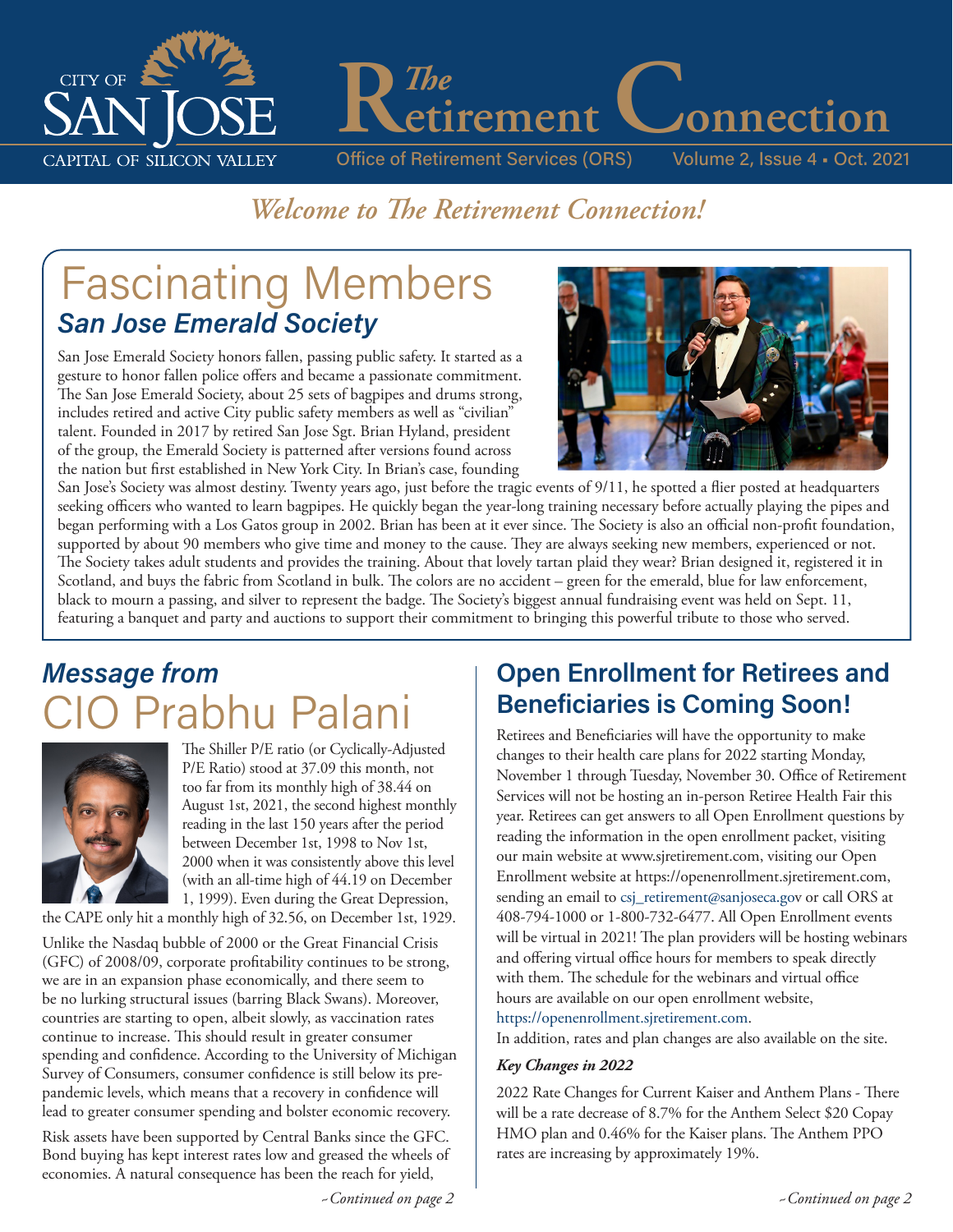# The Retirement Connection

Office of Retirement Services (ORS)

*Welcome to The Retirement Connection!*

## Fascinating Members

### *San Jose Emerald Society*

San Jose Emerald Society honors fallen, passing public safety. It started as a gesture to honor fallen police offers and became a passionate commitment. The San Jose Emerald Society, about 25 sets of bagpipes and drums strong, includes retired and active City public safety members as well as "civilian" talent. Founded in 2017 by retired San Jose Sgt. Brian Hyland, president of the group, the Emerald Society is patterned after versions found across the nation but first established in New York City. In Brian's case, founding San Jose's Society was almost destiny. Twenty years ago, just before the tragic events of 9/11, he spotted a flier posted at headquarters seeking officers who wanted to learn bagpipes. He quickly began the year-long training necessary before actually playing the pipes and began performing with a Los Gatos group in 2002. Brian has been at it ever since. The Society is also an official non-profit foundation, supported by about 90 members who give time and money to the cause. They are always seeking new members, experienced or not. The Society takes adult students and provides the training. About that lovely tartan plaid they wear? Brian designed it, registered it in Scotland, and buys the fabric from Scotland in bulk. The colors are no accident – green for the emerald, blue for law enforcement, black to mourn a passing, and silver to represent the badge. The Society's biggest annual fundraising event was held on Sept. 11, featuring a banquet and party and auctions to support their commitment to bringing this powerful tribute to those who served.

## *Message from* CIO Prabhu Palani

The Shiller P/E ratio (or Cyclically-Adjusted P/E Ratio) stood at 37.09 this month, not too far from its monthly high of 38.44 on August 1st, 2021, the second highest monthly reading in the last 150 years after the period between December 1st, 1998 to Nov 1st, 2000 when it was consistently above this level (with an all-time high of 44.19 on December 1, 1999). Even during the Great Depression, the CAPE only hit a monthly high of 32.56, on December 1st, 1929.

Unlike the Nasdaq bubble of 2000 or the Great Financial Crisis (GFC) of 2008/09, corporate profitability continues to be strong, we are in an expansion phase economically, and there seem to be no lurking structural issues (barring Black Swans). Moreover, countries are starting to open, albeit slowly, as vaccination rates continue to increase. This should result in greater consumer spending and confidence. According to the University of Michigan Survey of Consumers, consumer confidence is still below its pre-pandemic levels, which means that a recovery in confidence will lead to greater consumer spending and bolster economic recovery.

Risk assets have been supported by Central Banks since the GFC. Bond buying has kept interest rates low and greased the wheels of economies. A natural consequence has been the reach for yield,

*~Continued on page 2*

## Open Enrollment for Retirees and Beneficiaries is Coming Soon!

Retirees and Beneficiaries will have the opportunity to make changes to their health care plans for 2022 starting Monday, November 1 through Tuesday, November 30. Office of Retirement Services will not be hosting an in-person Retiree Health Fair this year. Retirees can get answers to all Open Enrollment questions by reading the information in the open enrollment packet, visiting our main website at www.sjretirement.com, visiting our Open Enrollment website at https://openenrollment.sjretirement.com, sending an email to csj_retirement@sanjoseca.gov or call ORS at 408-794-1000 or 1-800-732-6477. All Open Enrollment events will be virtual in 2021! The plan providers will be hosting webinars and offering virtual office hours for members to speak directly with them. The schedule for the webinars and virtual office hours are available on our open enrollment website, https://openenrollment.sjretirement.com.

In addition, rates and plan changes are also available on the site.

***Key Changes in 2022***

2022 Rate Changes for Current Kaiser and Anthem Plans - There will be a rate decrease of 8.7% for the Anthem Select $20 Copay HMO plan and 0.46% for the Kaiser plans. The Anthem PPO rates are increasing by approximately 19%.

*~Continued on page 2*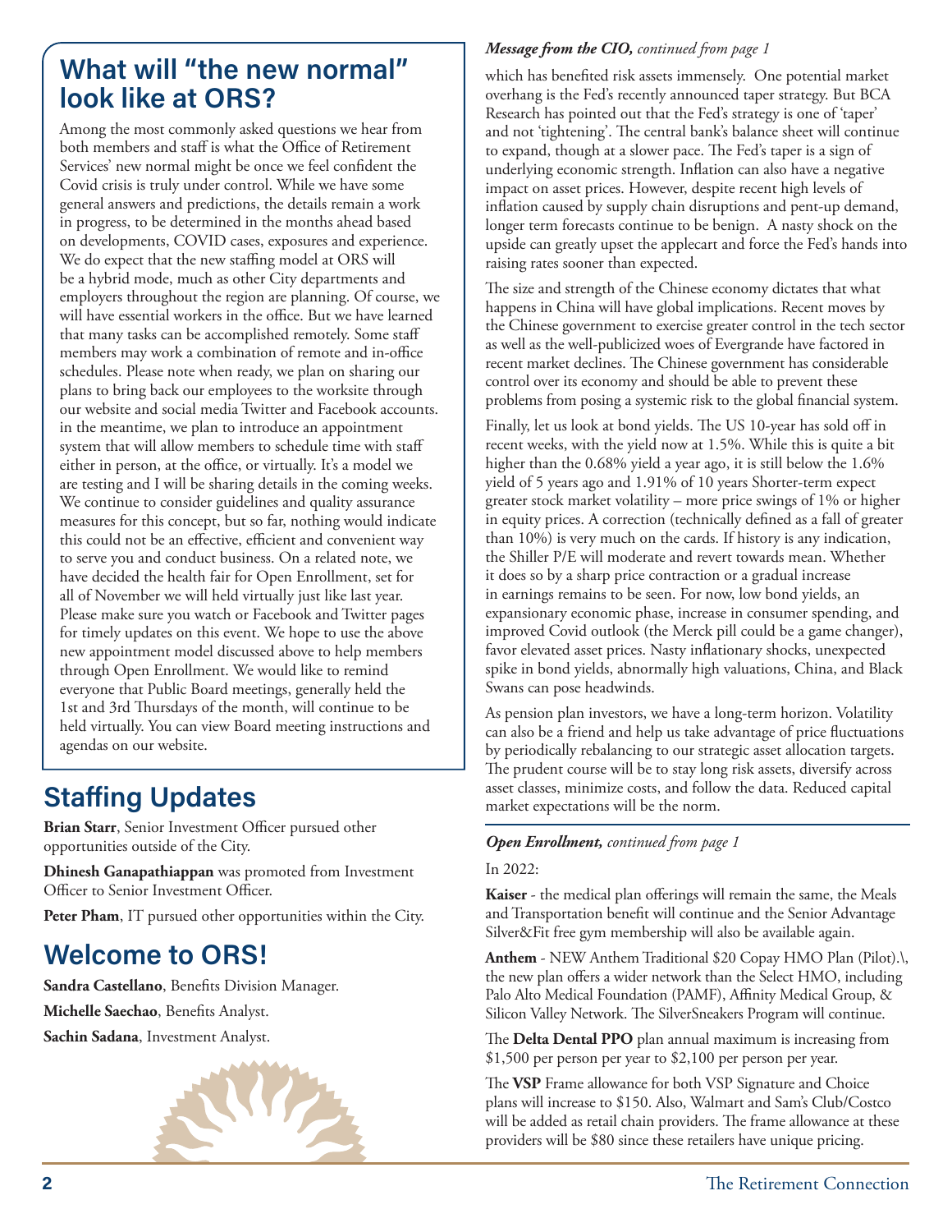## What will "the new normal" look like at ORS?

Among the most commonly asked questions we hear from both members and staff is what the Office of Retirement Services' new normal might be once we feel confident the Covid crisis is truly under control. While we have some general answers and predictions, the details remain a work in progress, to be determined in the months ahead based on developments, COVID cases, exposures and experience. We do expect that the new staffing model at ORS will be a hybrid mode, much as other City departments and employers throughout the region are planning. Of course, we will have essential workers in the office. But we have learned that many tasks can be accomplished remotely. Some staff members may work a combination of remote and in-office schedules. Please note when ready, we plan on sharing our plans to bring back our employees to the worksite through our website and social media Twitter and Facebook accounts. in the meantime, we plan to introduce an appointment system that will allow members to schedule time with staff either in person, at the office, or virtually. It's a model we are testing and I will be sharing details in the coming weeks. We continue to consider guidelines and quality assurance measures for this concept, but so far, nothing would indicate this could not be an effective, efficient and convenient way to serve you and conduct business. On a related note, we have decided the health fair for Open Enrollment, set for all of November we will held virtually just like last year. Please make sure you watch or Facebook and Twitter pages for timely updates on this event. We hope to use the above new appointment model discussed above to help members through Open Enrollment. We would like to remind everyone that Public Board meetings, generally held the 1st and 3rd Thursdays of the month, will continue to be held virtually. You can view Board meeting instructions and agendas on our website.

## Staffing Updates

**Brian Starr**, Senior Investment Officer pursued other opportunities outside of the City.

**Dhinesh Ganapathiappan** was promoted from Investment Officer to Senior Investment Officer.

**Peter Pham**, IT pursued other opportunities within the City.

## Welcome to ORS!

**Sandra Castellano**, Benefits Division Manager.

**Michelle Saechao**, Benefits Analyst.

**Sachin Sadana**, Investment Analyst.

***Message from the CIO,*** *continued from page 1*

which has benefited risk assets immensely. One potential market overhang is the Fed's recently announced taper strategy. But BCA Research has pointed out that the Fed's strategy is one of 'taper' and not 'tightening'. The central bank's balance sheet will continue to expand, though at a slower pace. The Fed's taper is a sign of underlying economic strength. Inflation can also have a negative impact on asset prices. However, despite recent high levels of inflation caused by supply chain disruptions and pent-up demand, longer term forecasts continue to be benign. A nasty shock on the upside can greatly upset the applecart and force the Fed's hands into raising rates sooner than expected.

The size and strength of the Chinese economy dictates that what happens in China will have global implications. Recent moves by the Chinese government to exercise greater control in the tech sector as well as the well-publicized woes of Evergrande have factored in recent market declines. The Chinese government has considerable control over its economy and should be able to prevent these problems from posing a systemic risk to the global financial system.

Finally, let us look at bond yields. The US 10-year has sold off in recent weeks, with the yield now at 1.5%. While this is quite a bit higher than the 0.68% yield a year ago, it is still below the 1.6% yield of 5 years ago and 1.91% of 10 years Shorter-term expect greater stock market volatility – more price swings of 1% or higher in equity prices. A correction (technically defined as a fall of greater than 10%) is very much on the cards. If history is any indication, the Shiller P/E will moderate and revert towards mean. Whether it does so by a sharp price contraction or a gradual increase in earnings remains to be seen. For now, low bond yields, an expansionary economic phase, increase in consumer spending, and improved Covid outlook (the Merck pill could be a game changer), favor elevated asset prices. Nasty inflationary shocks, unexpected spike in bond yields, abnormally high valuations, China, and Black Swans can pose headwinds.

As pension plan investors, we have a long-term horizon. Volatility can also be a friend and help us take advantage of price fluctuations by periodically rebalancing to our strategic asset allocation targets. The prudent course will be to stay long risk assets, diversify across asset classes, minimize costs, and follow the data. Reduced capital market expectations will be the norm.

***Open Enrollment,*** *continued from page 1*

In 2022:

**Kaiser** - the medical plan offerings will remain the same, the Meals and Transportation benefit will continue and the Senior Advantage Silver&Fit free gym membership will also be available again.

**Anthem** - NEW Anthem Traditional $20 Copay HMO Plan (Pilot).\, the new plan offers a wider network than the Select HMO, including Palo Alto Medical Foundation (PAMF), Affinity Medical Group, & Silicon Valley Network. The SilverSneakers Program will continue.

The **Delta Dental PPO** plan annual maximum is increasing from $1,500 per person per year to $2,100 per person per year.

The **VSP** Frame allowance for both VSP Signature and Choice plans will increase to $150. Also, Walmart and Sam's Club/Costco will be added as retail chain providers. The frame allowance at these providers will be $80 since these retailers have unique pricing.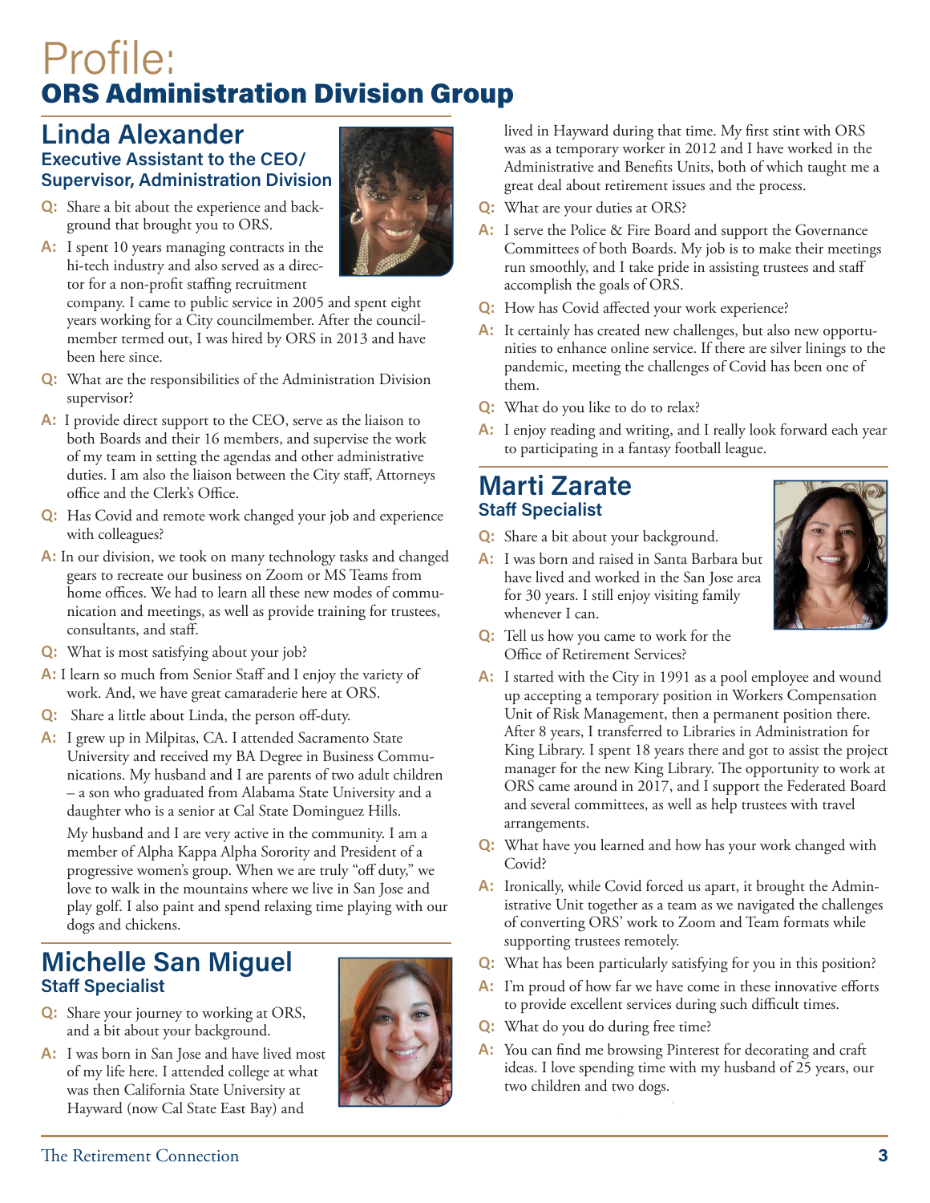# Profile:
## ORS Administration Division Group

## Linda Alexander
### Executive Assistant to the CEO/ Supervisor, Administration Division

**Q:** Share a bit about the experience and background that brought you to ORS.

**A:** I spent 10 years managing contracts in the hi-tech industry and also served as a director for a non-profit staffing recruitment company. I came to public service in 2005 and spent eight years working for a City councilmember. After the councilmember termed out, I was hired by ORS in 2013 and have been here since.

**Q:** What are the responsibilities of the Administration Division supervisor?

**A:** I provide direct support to the CEO, serve as the liaison to both Boards and their 16 members, and supervise the work of my team in setting the agendas and other administrative duties. I am also the liaison between the City staff, Attorneys office and the Clerk's Office.

**Q:** Has Covid and remote work changed your job and experience with colleagues?

**A:** In our division, we took on many technology tasks and changed gears to recreate our business on Zoom or MS Teams from home offices. We had to learn all these new modes of communication and meetings, as well as provide training for trustees, consultants, and staff.

**Q:** What is most satisfying about your job?

**A:** I learn so much from Senior Staff and I enjoy the variety of work. And, we have great camaraderie here at ORS.

**Q:** Share a little about Linda, the person off-duty.

**A:** I grew up in Milpitas, CA. I attended Sacramento State University and received my BA Degree in Business Communications. My husband and I are parents of two adult children – a son who graduated from Alabama State University and a daughter who is a senior at Cal State Dominguez Hills.

My husband and I are very active in the community. I am a member of Alpha Kappa Alpha Sorority and President of a progressive women's group. When we are truly "off duty," we love to walk in the mountains where we live in San Jose and play golf. I also paint and spend relaxing time playing with our dogs and chickens.

## Michelle San Miguel
### Staff Specialist

**Q:** Share your journey to working at ORS, and a bit about your background.

**A:** I was born in San Jose and have lived most of my life here. I attended college at what was then California State University at Hayward (now Cal State East Bay) and lived in Hayward during that time. My first stint with ORS was as a temporary worker in 2012 and I have worked in the Administrative and Benefits Units, both of which taught me a great deal about retirement issues and the process.

**Q:** What are your duties at ORS?

**A:** I serve the Police & Fire Board and support the Governance Committees of both Boards. My job is to make their meetings run smoothly, and I take pride in assisting trustees and staff accomplish the goals of ORS.

**Q:** How has Covid affected your work experience?

**A:** It certainly has created new challenges, but also new opportunities to enhance online service. If there are silver linings to the pandemic, meeting the challenges of Covid has been one of them.

**Q:** What do you like to do to relax?

**A:** I enjoy reading and writing, and I really look forward each year to participating in a fantasy football league.

## Marti Zarate
### Staff Specialist

**Q:** Share a bit about your background.

**A:** I was born and raised in Santa Barbara but have lived and worked in the San Jose area for 30 years. I still enjoy visiting family whenever I can.

**Q:** Tell us how you came to work for the Office of Retirement Services?

**A:** I started with the City in 1991 as a pool employee and wound up accepting a temporary position in Workers Compensation Unit of Risk Management, then a permanent position there. After 8 years, I transferred to Libraries in Administration for King Library. I spent 18 years there and got to assist the project manager for the new King Library. The opportunity to work at ORS came around in 2017, and I support the Federated Board and several committees, as well as help trustees with travel arrangements.

**Q:** What have you learned and how has your work changed with Covid?

**A:** Ironically, while Covid forced us apart, it brought the Administrative Unit together as a team as we navigated the challenges of converting ORS' work to Zoom and Team formats while supporting trustees remotely.

**Q:** What has been particularly satisfying for you in this position?

**A:** I'm proud of how far we have come in these innovative efforts to provide excellent services during such difficult times.

**Q:** What do you do during free time?

**A:** You can find me browsing Pinterest for decorating and craft ideas. I love spending time with my husband of 25 years, our two children and two dogs.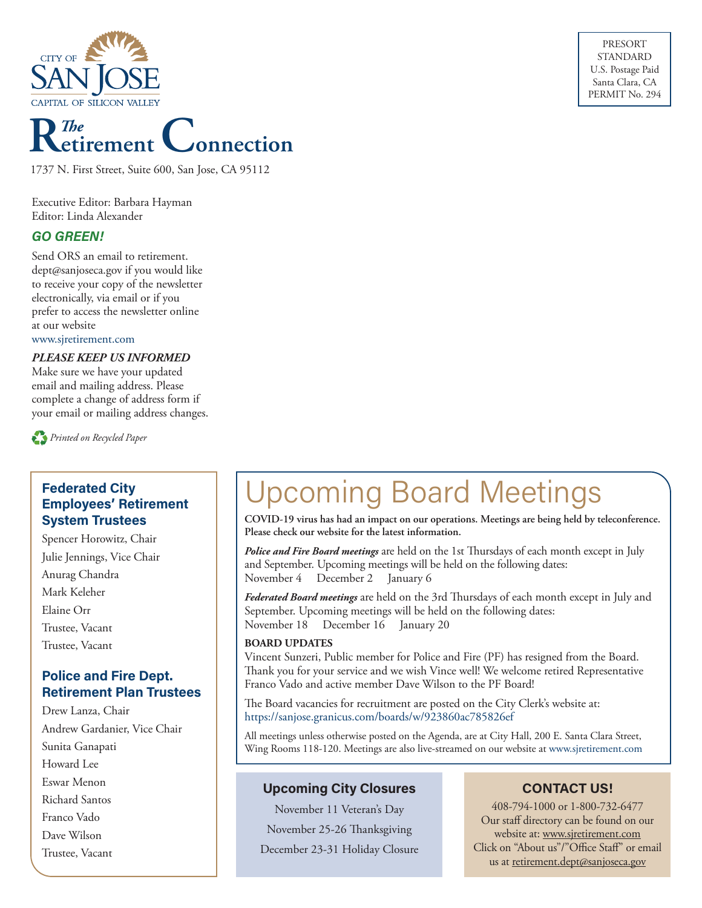CITY OF SAN JOSE
CAPITAL OF SILICON VALLEY

PRESORT
STANDARD
U.S. Postage Paid
Santa Clara, CA
PERMIT No. 294

# The Retirement Connection

1737 N. First Street, Suite 600, San Jose, CA 95112

Executive Editor: Barbara Hayman
Editor: Linda Alexander

***GO GREEN!***

Send ORS an email to retirement.dept@sanjoseca.gov if you would like to receive your copy of the newsletter electronically, via email or if you prefer to access the newsletter online at our website www.sjretirement.com

***PLEASE KEEP US INFORMED***
Make sure we have your updated email and mailing address. Please complete a change of address form if your email or mailing address changes.

*Printed on Recycled Paper*

## Federated City Employees' Retirement System Trustees

Spencer Horowitz, Chair
Julie Jennings, Vice Chair
Anurag Chandra
Mark Keleher
Elaine Orr
Trustee, Vacant
Trustee, Vacant

## Police and Fire Dept. Retirement Plan Trustees

Drew Lanza, Chair
Andrew Gardanier, Vice Chair
Sunita Ganapati
Howard Lee
Eswar Menon
Richard Santos
Franco Vado
Dave Wilson
Trustee, Vacant

# Upcoming Board Meetings

**COVID-19 virus has had an impact on our operations. Meetings are being held by teleconference. Please check our website for the latest information.**

***Police and Fire Board meetings*** are held on the 1st Thursdays of each month except in July and September. Upcoming meetings will be held on the following dates:
November 4 December 2 January 6

***Federated Board meetings*** are held on the 3rd Thursdays of each month except in July and September. Upcoming meetings will be held on the following dates:
November 18 December 16 January 20

**BOARD UPDATES**
Vincent Sunzeri, Public member for Police and Fire (PF) has resigned from the Board. Thank you for your service and we wish Vince well! We welcome retired Representative Franco Vado and active member Dave Wilson to the PF Board!

The Board vacancies for recruitment are posted on the City Clerk's website at: https://sanjose.granicus.com/boards/w/923860ac785826ef

All meetings unless otherwise posted on the Agenda, are at City Hall, 200 E. Santa Clara Street, Wing Rooms 118-120. Meetings are also live-streamed on our website at www.sjretirement.com

## Upcoming City Closures

November 11 Veteran's Day
November 25-26 Thanksgiving
December 23-31 Holiday Closure

## CONTACT US!

408-794-1000 or 1-800-732-6477
Our staff directory can be found on our website at: www.sjretirement.com
Click on "About us"/"Office Staff" or email us at retirement.dept@sanjoseca.gov